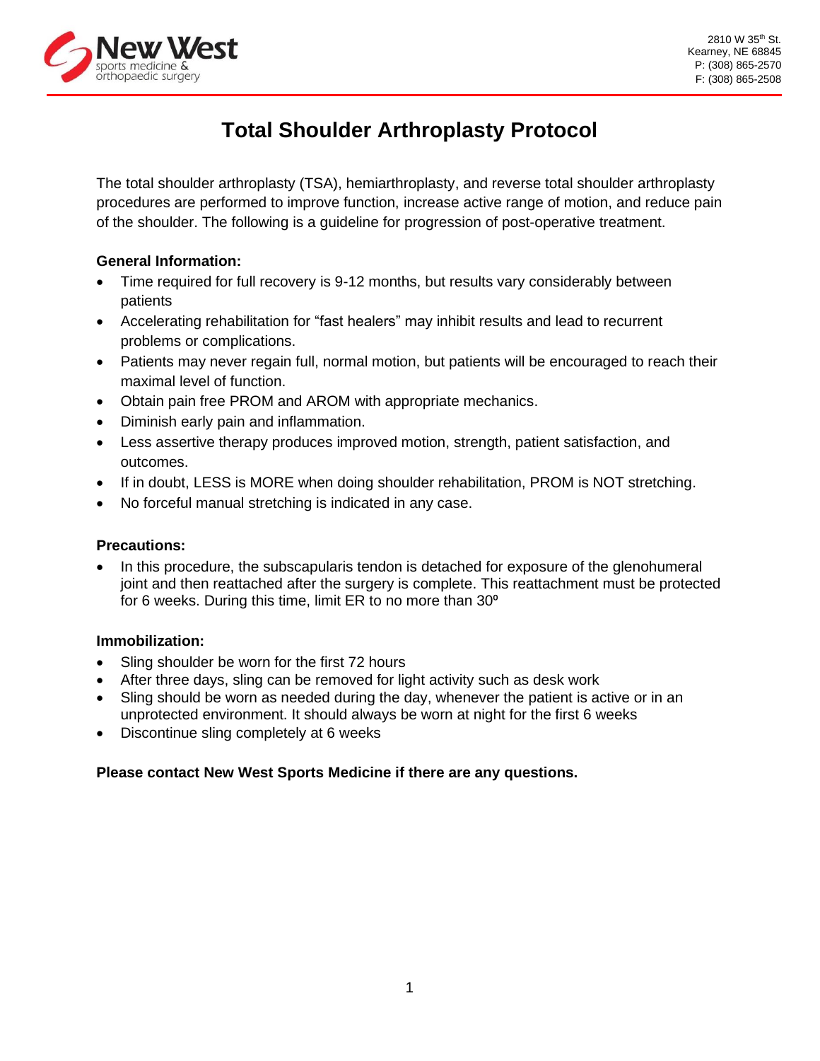New West sports medicine & orthopaedic surgery

2810 W 35th St.
Kearney, NE 68845
P: (308) 865-2570
F: (308) 865-2508

# Total Shoulder Arthroplasty Protocol

The total shoulder arthroplasty (TSA), hemiarthroplasty, and reverse total shoulder arthroplasty procedures are performed to improve function, increase active range of motion, and reduce pain of the shoulder. The following is a guideline for progression of post-operative treatment.

**General Information:**

- Time required for full recovery is 9-12 months, but results vary considerably between patients
- Accelerating rehabilitation for "fast healers" may inhibit results and lead to recurrent problems or complications.
- Patients may never regain full, normal motion, but patients will be encouraged to reach their maximal level of function.
- Obtain pain free PROM and AROM with appropriate mechanics.
- Diminish early pain and inflammation.
- Less assertive therapy produces improved motion, strength, patient satisfaction, and outcomes.
- If in doubt, LESS is MORE when doing shoulder rehabilitation, PROM is NOT stretching.
- No forceful manual stretching is indicated in any case.

**Precautions:**

- In this procedure, the subscapularis tendon is detached for exposure of the glenohumeral joint and then reattached after the surgery is complete. This reattachment must be protected for 6 weeks. During this time, limit ER to no more than 30º

**Immobilization:**

- Sling shoulder be worn for the first 72 hours
- After three days, sling can be removed for light activity such as desk work
- Sling should be worn as needed during the day, whenever the patient is active or in an unprotected environment. It should always be worn at night for the first 6 weeks
- Discontinue sling completely at 6 weeks

**Please contact New West Sports Medicine if there are any questions.**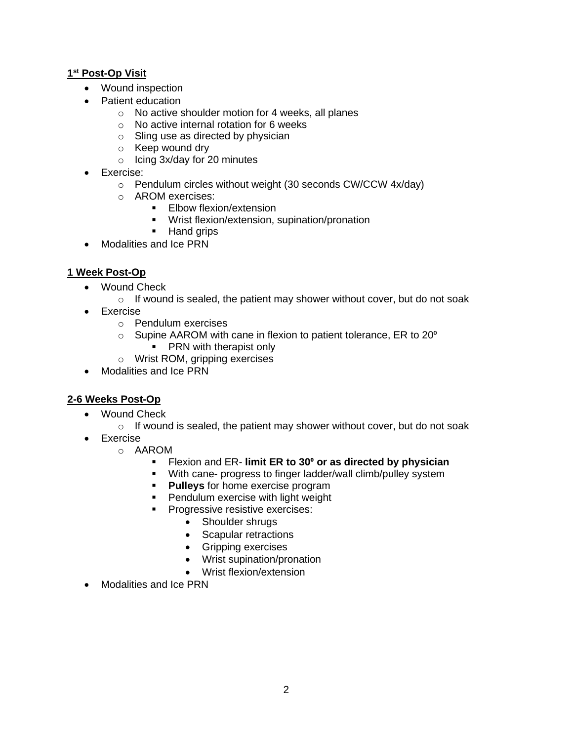**1st Post-Op Visit**

- Wound inspection
- Patient education
    - No active shoulder motion for 4 weeks, all planes
    - No active internal rotation for 6 weeks
    - Sling use as directed by physician
    - Keep wound dry
    - Icing 3x/day for 20 minutes
- Exercise:
    - Pendulum circles without weight (30 seconds CW/CCW 4x/day)
    - AROM exercises:
        - Elbow flexion/extension
        - Wrist flexion/extension, supination/pronation
        - Hand grips
- Modalities and Ice PRN

**1 Week Post-Op**

- Wound Check
    - If wound is sealed, the patient may shower without cover, but do not soak
- Exercise
    - Pendulum exercises
    - Supine AAROM with cane in flexion to patient tolerance, ER to 20⁰
        - PRN with therapist only
    - Wrist ROM, gripping exercises
- Modalities and Ice PRN

**2-6 Weeks Post-Op**

- Wound Check
    - If wound is sealed, the patient may shower without cover, but do not soak
- Exercise
    - AAROM
        - Flexion and ER- **limit ER to 30⁰ or as directed by physician**
        - With cane- progress to finger ladder/wall climb/pulley system
        - **Pulleys** for home exercise program
        - Pendulum exercise with light weight
        - Progressive resistive exercises:
            - Shoulder shrugs
            - Scapular retractions
            - Gripping exercises
            - Wrist supination/pronation
            - Wrist flexion/extension
- Modalities and Ice PRN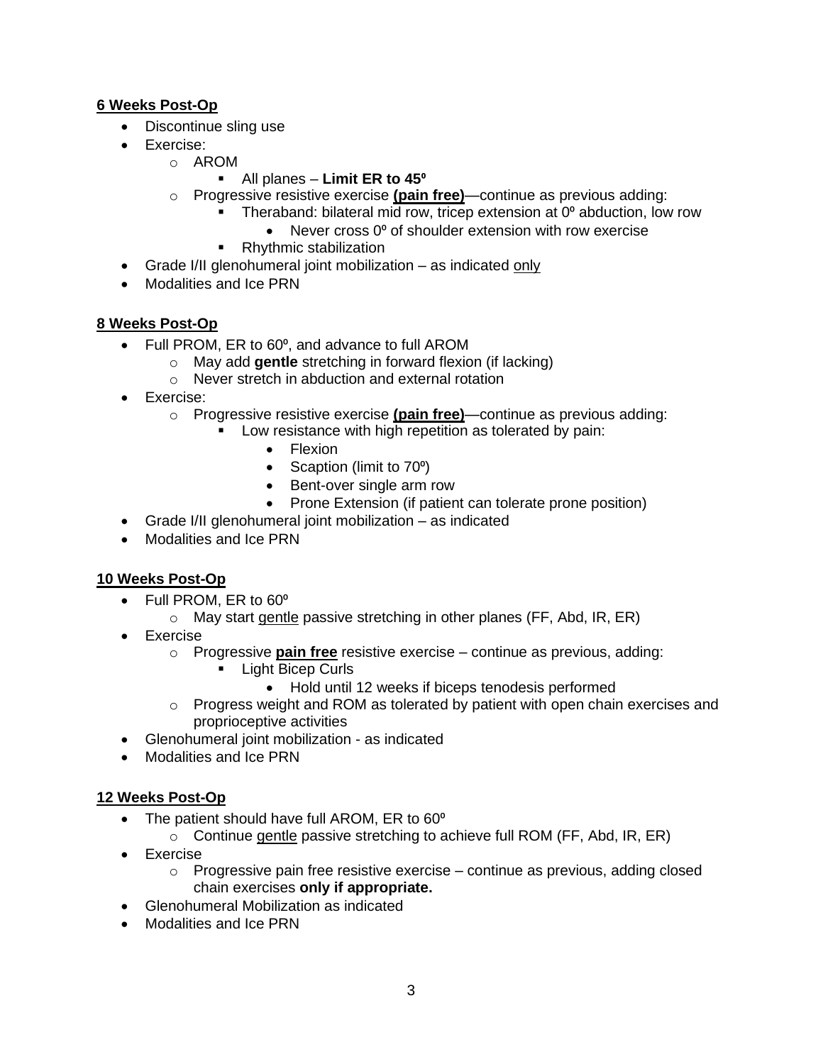**<u>6 Weeks Post-Op</u>**

- Discontinue sling use
- Exercise:
  - AROM
    - All planes – **Limit ER to 45º**
  - Progressive resistive exercise **<u>(pain free)</u>**—continue as previous adding:
    - Theraband: bilateral mid row, tricep extension at 0º abduction, low row
      - Never cross 0º of shoulder extension with row exercise
    - Rhythmic stabilization
- Grade I/II glenohumeral joint mobilization – as indicated <u>only</u>
- Modalities and Ice PRN

**<u>8 Weeks Post-Op</u>**

- Full PROM, ER to 60º, and advance to full AROM
  - May add **gentle** stretching in forward flexion (if lacking)
  - Never stretch in abduction and external rotation
- Exercise:
  - Progressive resistive exercise **<u>(pain free)</u>**—continue as previous adding:
    - Low resistance with high repetition as tolerated by pain:
      - Flexion
      - Scaption (limit to 70º)
      - Bent-over single arm row
      - Prone Extension (if patient can tolerate prone position)
- Grade I/II glenohumeral joint mobilization – as indicated
- Modalities and Ice PRN

**<u>10 Weeks Post-Op</u>**

- Full PROM, ER to 60º
  - May start <u>gentle</u> passive stretching in other planes (FF, Abd, IR, ER)
- Exercise
  - Progressive **<u>pain free</u>** resistive exercise – continue as previous, adding:
    - Light Bicep Curls
      - Hold until 12 weeks if biceps tenodesis performed
  - Progress weight and ROM as tolerated by patient with open chain exercises and proprioceptive activities
- Glenohumeral joint mobilization - as indicated
- Modalities and Ice PRN

**<u>12 Weeks Post-Op</u>**

- The patient should have full AROM, ER to 60º
  - Continue <u>gentle</u> passive stretching to achieve full ROM (FF, Abd, IR, ER)
- Exercise
  - Progressive pain free resistive exercise – continue as previous, adding closed chain exercises **only if appropriate.**
- Glenohumeral Mobilization as indicated
- Modalities and Ice PRN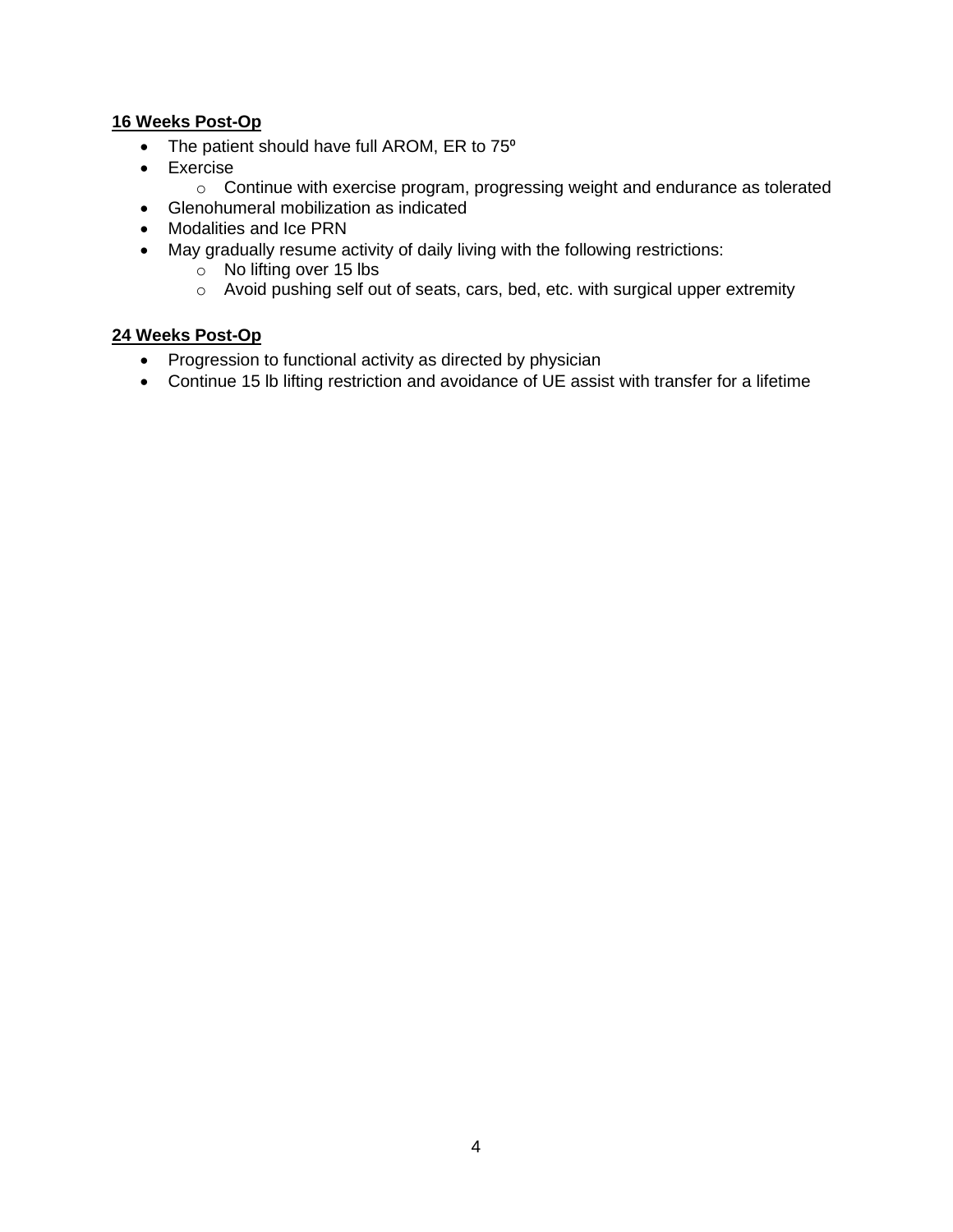**16 Weeks Post-Op**

- The patient should have full AROM, ER to 75º
- Exercise
  - Continue with exercise program, progressing weight and endurance as tolerated
- Glenohumeral mobilization as indicated
- Modalities and Ice PRN
- May gradually resume activity of daily living with the following restrictions:
  - No lifting over 15 lbs
  - Avoid pushing self out of seats, cars, bed, etc. with surgical upper extremity

**24 Weeks Post-Op**

- Progression to functional activity as directed by physician
- Continue 15 lb lifting restriction and avoidance of UE assist with transfer for a lifetime